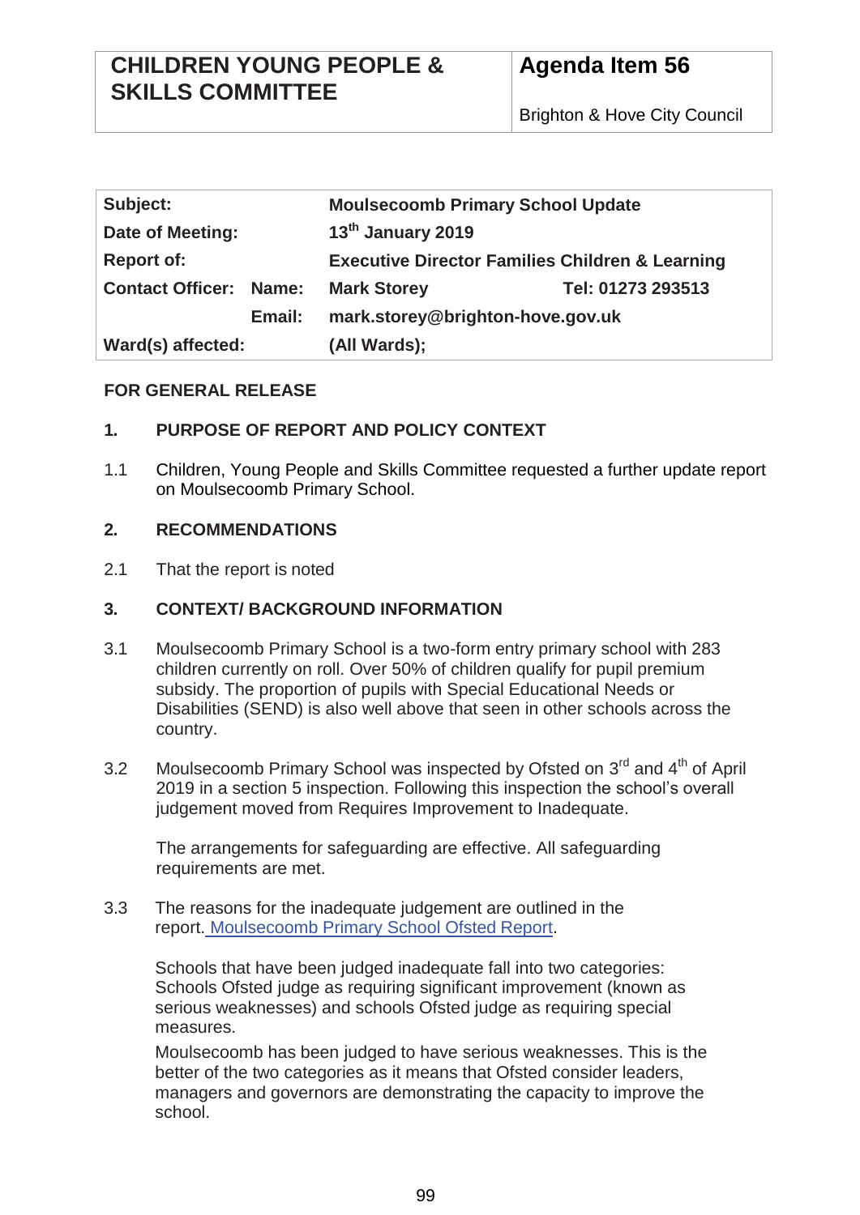| CHILDREN YOUNG PEOPLE & SKILLS COMMITTEE | Agenda Item 56 |
|---|---|
| | Brighton & Hove City Council |

| | | | |
|---|---|---|---|
| **Subject:** | | **Moulsecoomb Primary School Update** | |
| **Date of Meeting:** | | **13th January 2019** | |
| **Report of:** | | **Executive Director Families Children & Learning** | |
| **Contact Officer:** | **Name:** | **Mark Storey** | **Tel: 01273 293513** |
| | **Email:** | **mark.storey@brighton-hove.gov.uk** | |
| **Ward(s) affected:** | | **(All Wards);** | |

**FOR GENERAL RELEASE**

## 1. PURPOSE OF REPORT AND POLICY CONTEXT

1.1 Children, Young People and Skills Committee requested a further update report on Moulsecoomb Primary School.

## 2. RECOMMENDATIONS

2.1 That the report is noted

## 3. CONTEXT/ BACKGROUND INFORMATION

3.1 Moulsecoomb Primary School is a two-form entry primary school with 283 children currently on roll. Over 50% of children qualify for pupil premium subsidy. The proportion of pupils with Special Educational Needs or Disabilities (SEND) is also well above that seen in other schools across the country.

3.2 Moulsecoomb Primary School was inspected by Ofsted on 3rd and 4th of April 2019 in a section 5 inspection. Following this inspection the school's overall judgement moved from Requires Improvement to Inadequate.

The arrangements for safeguarding are effective. All safeguarding requirements are met.

3.3 The reasons for the inadequate judgement are outlined in the report. Moulsecoomb Primary School Ofsted Report.

Schools that have been judged inadequate fall into two categories: Schools Ofsted judge as requiring significant improvement (known as serious weaknesses) and schools Ofsted judge as requiring special measures.

Moulsecoomb has been judged to have serious weaknesses. This is the better of the two categories as it means that Ofsted consider leaders, managers and governors are demonstrating the capacity to improve the school.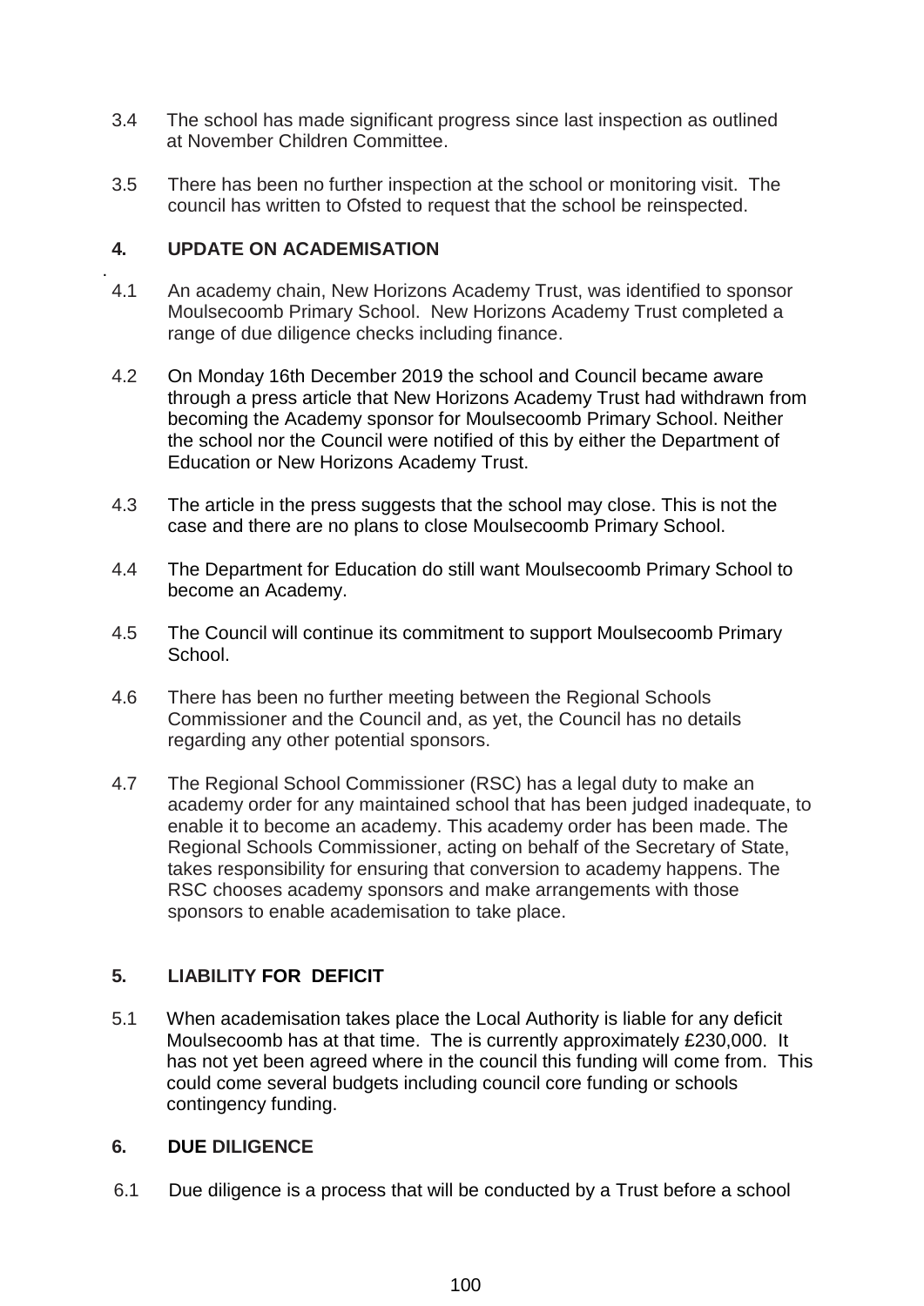3.4 The school has made significant progress since last inspection as outlined at November Children Committee.

3.5 There has been no further inspection at the school or monitoring visit. The council has written to Ofsted to request that the school be reinspected.

## 4. UPDATE ON ACADEMISATION

4.1 An academy chain, New Horizons Academy Trust, was identified to sponsor Moulsecoomb Primary School. New Horizons Academy Trust completed a range of due diligence checks including finance.

4.2 On Monday 16th December 2019 the school and Council became aware through a press article that New Horizons Academy Trust had withdrawn from becoming the Academy sponsor for Moulsecoomb Primary School. Neither the school nor the Council were notified of this by either the Department of Education or New Horizons Academy Trust.

4.3 The article in the press suggests that the school may close. This is not the case and there are no plans to close Moulsecoomb Primary School.

4.4 The Department for Education do still want Moulsecoomb Primary School to become an Academy.

4.5 The Council will continue its commitment to support Moulsecoomb Primary School.

4.6 There has been no further meeting between the Regional Schools Commissioner and the Council and, as yet, the Council has no details regarding any other potential sponsors.

4.7 The Regional School Commissioner (RSC) has a legal duty to make an academy order for any maintained school that has been judged inadequate, to enable it to become an academy. This academy order has been made. The Regional Schools Commissioner, acting on behalf of the Secretary of State, takes responsibility for ensuring that conversion to academy happens. The RSC chooses academy sponsors and make arrangements with those sponsors to enable academisation to take place.

## 5. LIABILITY FOR DEFICIT

5.1 When academisation takes place the Local Authority is liable for any deficit Moulsecoomb has at that time. The is currently approximately £230,000. It has not yet been agreed where in the council this funding will come from. This could come several budgets including council core funding or schools contingency funding.

## 6. DUE DILIGENCE

6.1 Due diligence is a process that will be conducted by a Trust before a school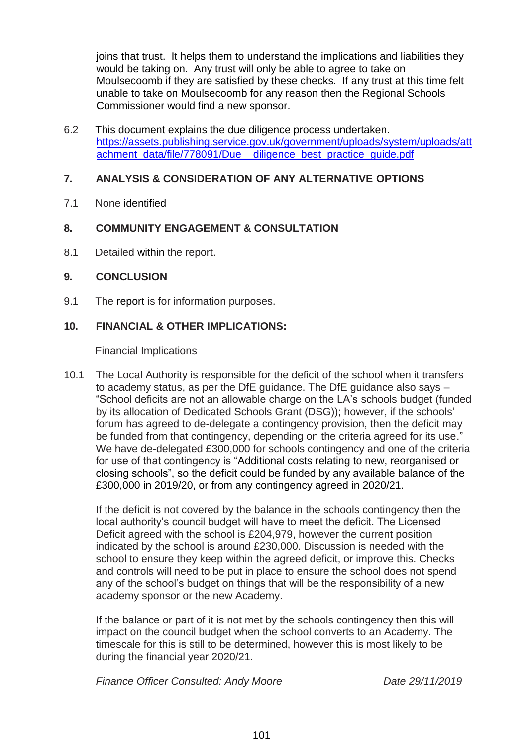joins that trust. It helps them to understand the implications and liabilities they would be taking on. Any trust will only be able to agree to take on Moulsecoomb if they are satisfied by these checks. If any trust at this time felt unable to take on Moulsecoomb for any reason then the Regional Schools Commissioner would find a new sponsor.

6.2 This document explains the due diligence process undertaken. https://assets.publishing.service.gov.uk/government/uploads/system/uploads/attachment_data/file/778091/Due__diligence_best_practice_guide.pdf

## 7. ANALYSIS & CONSIDERATION OF ANY ALTERNATIVE OPTIONS

7.1 None identified

## 8. COMMUNITY ENGAGEMENT & CONSULTATION

8.1 Detailed within the report.

## 9. CONCLUSION

9.1 The report is for information purposes.

## 10. FINANCIAL & OTHER IMPLICATIONS:

Financial Implications

10.1 The Local Authority is responsible for the deficit of the school when it transfers to academy status, as per the DfE guidance. The DfE guidance also says – "School deficits are not an allowable charge on the LA's schools budget (funded by its allocation of Dedicated Schools Grant (DSG)); however, if the schools' forum has agreed to de-delegate a contingency provision, then the deficit may be funded from that contingency, depending on the criteria agreed for its use." We have de-delegated £300,000 for schools contingency and one of the criteria for use of that contingency is "Additional costs relating to new, reorganised or closing schools", so the deficit could be funded by any available balance of the £300,000 in 2019/20, or from any contingency agreed in 2020/21.

If the deficit is not covered by the balance in the schools contingency then the local authority's council budget will have to meet the deficit. The Licensed Deficit agreed with the school is £204,979, however the current position indicated by the school is around £230,000. Discussion is needed with the school to ensure they keep within the agreed deficit, or improve this. Checks and controls will need to be put in place to ensure the school does not spend any of the school's budget on things that will be the responsibility of a new academy sponsor or the new Academy.

If the balance or part of it is not met by the schools contingency then this will impact on the council budget when the school converts to an Academy. The timescale for this is still to be determined, however this is most likely to be during the financial year 2020/21.

*Finance Officer Consulted: Andy Moore* *Date 29/11/2019*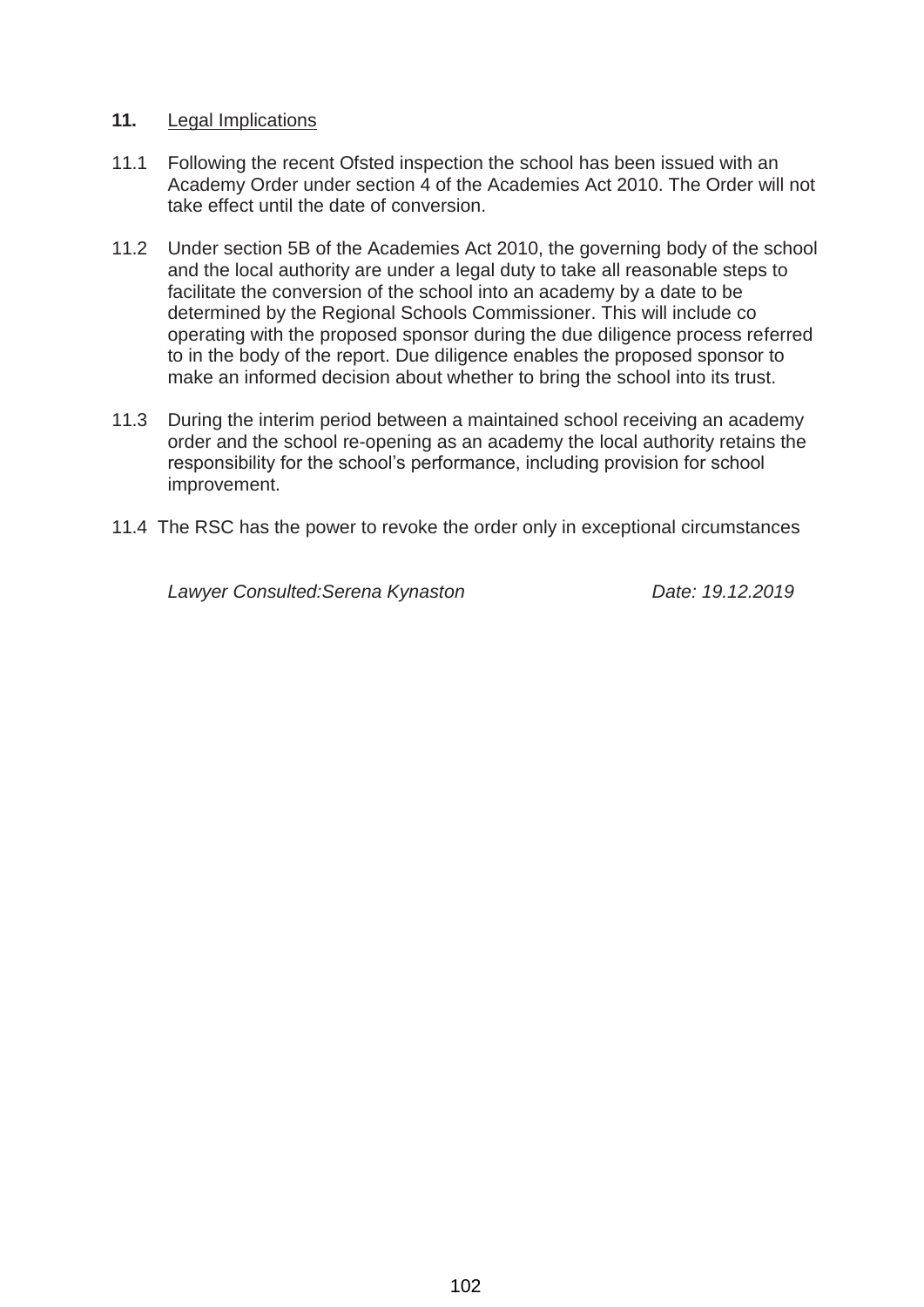**11.** Legal Implications

11.1 Following the recent Ofsted inspection the school has been issued with an Academy Order under section 4 of the Academies Act 2010. The Order will not take effect until the date of conversion.

11.2 Under section 5B of the Academies Act 2010, the governing body of the school and the local authority are under a legal duty to take all reasonable steps to facilitate the conversion of the school into an academy by a date to be determined by the Regional Schools Commissioner. This will include co operating with the proposed sponsor during the due diligence process referred to in the body of the report. Due diligence enables the proposed sponsor to make an informed decision about whether to bring the school into its trust.

11.3 During the interim period between a maintained school receiving an academy order and the school re-opening as an academy the local authority retains the responsibility for the school's performance, including provision for school improvement.

11.4 The RSC has the power to revoke the order only in exceptional circumstances

*Lawyer Consulted:Serena Kynaston* *Date: 19.12.2019*